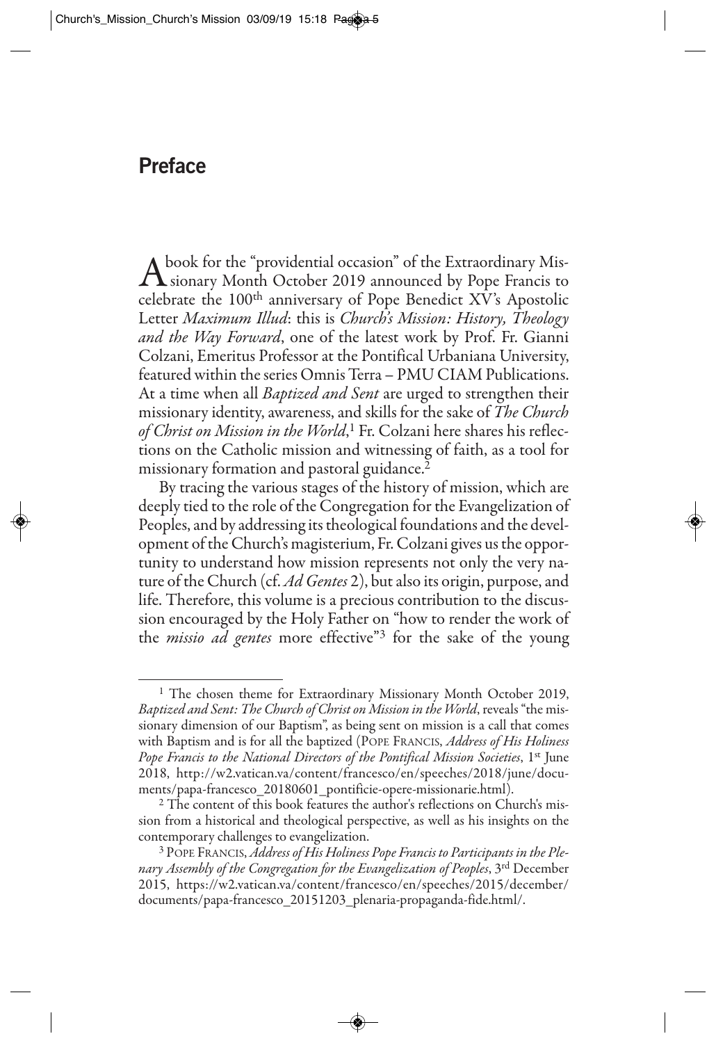# Preface

A book for the "providential occasion" of the Extraordinary Missionary Month October 2019 announced by Pope Francis to celebrate the 100[th] anniversary of Pope Benedict XV's Apostolic Letter *Maximum Illud*: this is *Church's Mission: History, Theology and the Way Forward*, one of the latest work by Prof. Fr. Gianni Colzani, Emeritus Professor at the Pontifical Urbaniana University, featured within the series Omnis Terra – PMU CIAM Publications. At a time when all *Baptized and Sent* are urged to strengthen their missionary identity, awareness, and skills for the sake of *The Church of Christ on Mission in the World*,[1] Fr. Colzani here shares his reflections on the Catholic mission and witnessing of faith, as a tool for missionary formation and pastoral guidance.[2]

By tracing the various stages of the history of mission, which are deeply tied to the role of the Congregation for the Evangelization of Peoples, and by addressing its theological foundations and the development of the Church's magisterium, Fr. Colzani gives us the opportunity to understand how mission represents not only the very nature of the Church (cf. *Ad Gentes* 2), but also its origin, purpose, and life. Therefore, this volume is a precious contribution to the discussion encouraged by the Holy Father on "how to render the work of the *missio ad gentes* more effective"[3] for the sake of the young

---

[1] The chosen theme for Extraordinary Missionary Month October 2019, *Baptized and Sent: The Church of Christ on Mission in the World*, reveals "the missionary dimension of our Baptism", as being sent on mission is a call that comes with Baptism and is for all the baptized (Pope Francis, *Address of His Holiness Pope Francis to the National Directors of the Pontifical Mission Societies*, 1[st] June 2018, http://w2.vatican.va/content/francesco/en/speeches/2018/june/documents/papa-francesco_20180601_pontificie-opere-missionarie.html).

[2] The content of this book features the author's reflections on Church's mission from a historical and theological perspective, as well as his insights on the contemporary challenges to evangelization.

[3] Pope Francis, *Address of His Holiness Pope Francis to Participants in the Plenary Assembly of the Congregation for the Evangelization of Peoples*, 3[rd] December 2015, https://w2.vatican.va/content/francesco/en/speeches/2015/december/documents/papa-francesco_20151203_plenaria-propaganda-fide.html/.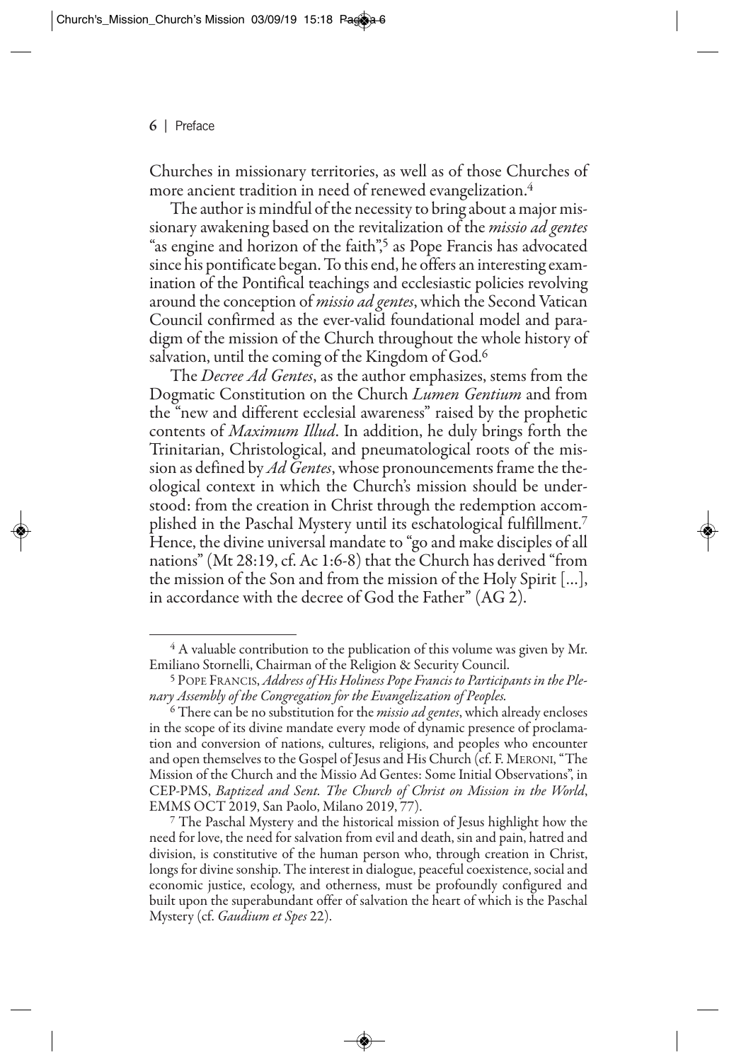Churches in missionary territories, as well as of those Churches of more ancient tradition in need of renewed evangelization.[4]

The author is mindful of the necessity to bring about a major missionary awakening based on the revitalization of the *missio ad gentes* "as engine and horizon of the faith",[5] as Pope Francis has advocated since his pontificate began. To this end, he offers an interesting examination of the Pontifical teachings and ecclesiastic policies revolving around the conception of *missio ad gentes*, which the Second Vatican Council confirmed as the ever-valid foundational model and paradigm of the mission of the Church throughout the whole history of salvation, until the coming of the Kingdom of God.[6]

The *Decree Ad Gentes*, as the author emphasizes, stems from the Dogmatic Constitution on the Church *Lumen Gentium* and from the "new and different ecclesial awareness" raised by the prophetic contents of *Maximum Illud*. In addition, he duly brings forth the Trinitarian, Christological, and pneumatological roots of the mission as defined by *Ad Gentes*, whose pronouncements frame the theological context in which the Church's mission should be understood: from the creation in Christ through the redemption accomplished in the Paschal Mystery until its eschatological fulfillment.[7] Hence, the divine universal mandate to "go and make disciples of all nations" (Mt 28:19, cf. Ac 1:6-8) that the Church has derived "from the mission of the Son and from the mission of the Holy Spirit [...], in accordance with the decree of God the Father" (AG 2).

---

[4] A valuable contribution to the publication of this volume was given by Mr. Emiliano Stornelli, Chairman of the Religion & Security Council.

[5] Pope Francis, *Address of His Holiness Pope Francis to Participants in the Plenary Assembly of the Congregation for the Evangelization of Peoples.*

[6] There can be no substitution for the *missio ad gentes*, which already encloses in the scope of its divine mandate every mode of dynamic presence of proclamation and conversion of nations, cultures, religions, and peoples who encounter and open themselves to the Gospel of Jesus and His Church (cf. F. Meroni, "The Mission of the Church and the Missio Ad Gentes: Some Initial Observations", in CEP-PMS, *Baptized and Sent. The Church of Christ on Mission in the World*, EMMS OCT 2019, San Paolo, Milano 2019, 77).

[7] The Paschal Mystery and the historical mission of Jesus highlight how the need for love, the need for salvation from evil and death, sin and pain, hatred and division, is constitutive of the human person who, through creation in Christ, longs for divine sonship. The interest in dialogue, peaceful coexistence, social and economic justice, ecology, and otherness, must be profoundly configured and built upon the superabundant offer of salvation the heart of which is the Paschal Mystery (cf. *Gaudium et Spes* 22).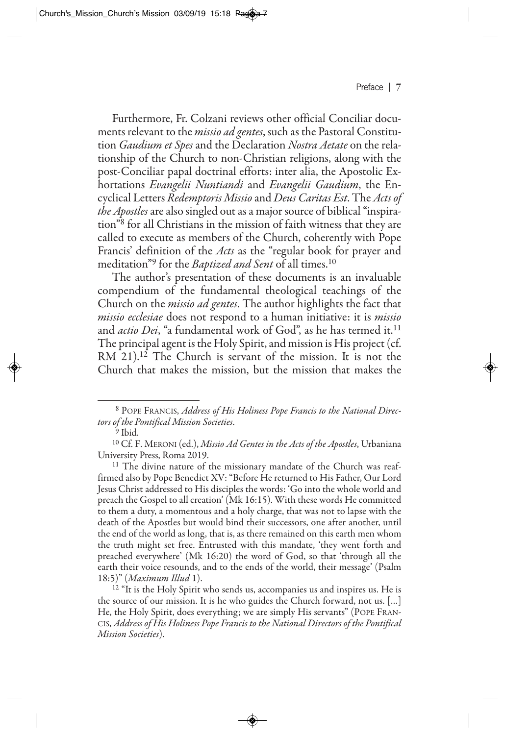Furthermore, Fr. Colzani reviews other official Conciliar documents relevant to the *missio ad gentes*, such as the Pastoral Constitution *Gaudium et Spes* and the Declaration *Nostra Aetate* on the relationship of the Church to non-Christian religions, along with the post-Conciliar papal doctrinal efforts: inter alia, the Apostolic Exhortations *Evangelii Nuntiandi* and *Evangelii Gaudium*, the Encyclical Letters *Redemptoris Missio* and *Deus Caritas Est*. The *Acts of the Apostles* are also singled out as a major source of biblical "inspiration"[8] for all Christians in the mission of faith witness that they are called to execute as members of the Church, coherently with Pope Francis' definition of the *Acts* as the "regular book for prayer and meditation"[9] for the *Baptized and Sent* of all times.[10]

The author's presentation of these documents is an invaluable compendium of the fundamental theological teachings of the Church on the *missio ad gentes*. The author highlights the fact that *missio ecclesiae* does not respond to a human initiative: it is *missio* and *actio Dei*, "a fundamental work of God", as he has termed it.[11] The principal agent is the Holy Spirit, and mission is His project (cf. RM 21).[12] The Church is servant of the mission. It is not the Church that makes the mission, but the mission that makes the

---

[8] Pope Francis, *Address of His Holiness Pope Francis to the National Directors of the Pontifical Mission Societies*.

[9] Ibid.

[10] Cf. F. Meroni (ed.), *Missio Ad Gentes in the Acts of the Apostles*, Urbaniana University Press, Roma 2019.

[11] The divine nature of the missionary mandate of the Church was reaffirmed also by Pope Benedict XV: "Before He returned to His Father, Our Lord Jesus Christ addressed to His disciples the words: 'Go into the whole world and preach the Gospel to all creation' (Mk 16:15). With these words He committed to them a duty, a momentous and a holy charge, that was not to lapse with the death of the Apostles but would bind their successors, one after another, until the end of the world as long, that is, as there remained on this earth men whom the truth might set free. Entrusted with this mandate, 'they went forth and preached everywhere' (Mk 16:20) the word of God, so that 'through all the earth their voice resounds, and to the ends of the world, their message' (Psalm 18:5)" (*Maximum Illud* 1).

[12] "It is the Holy Spirit who sends us, accompanies us and inspires us. He is the source of our mission. It is he who guides the Church forward, not us. [...] He, the Holy Spirit, does everything; we are simply His servants" (Pope Francis, *Address of His Holiness Pope Francis to the National Directors of the Pontifical Mission Societies*).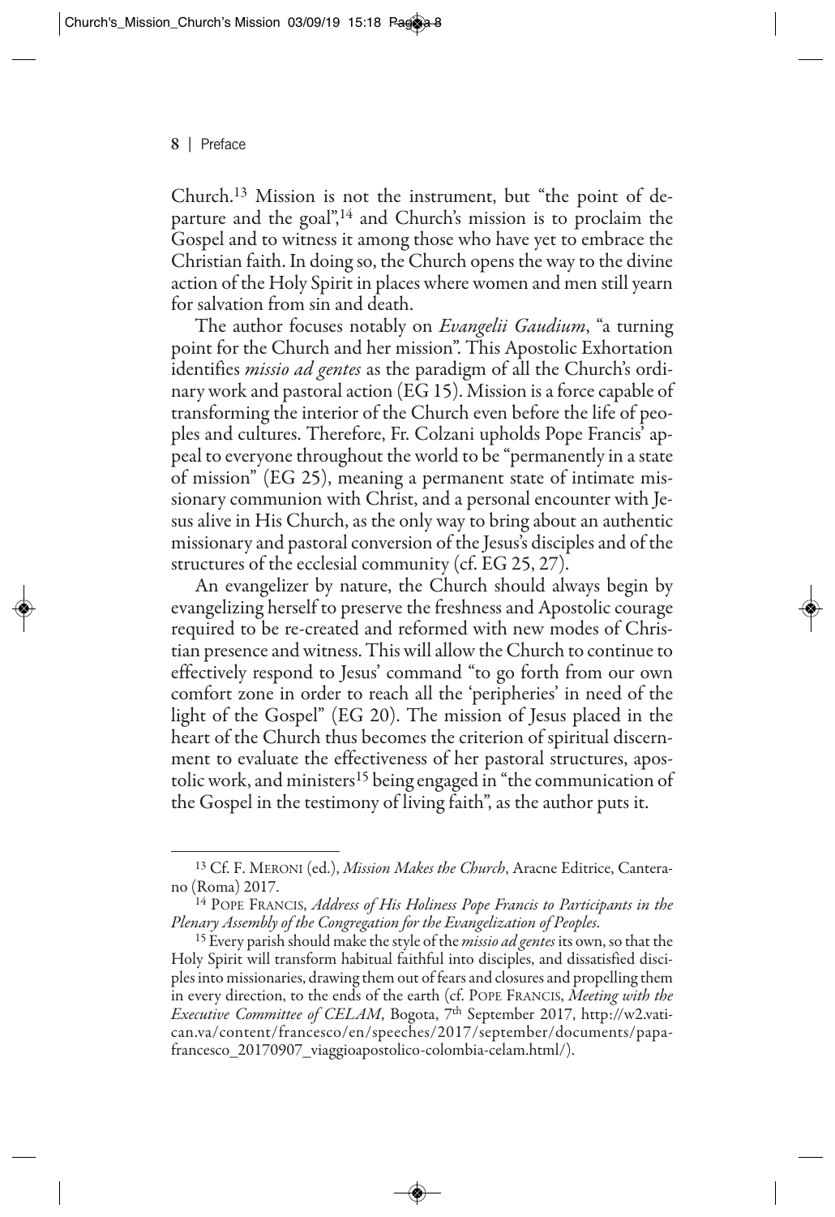Church.[13] Mission is not the instrument, but "the point of departure and the goal",[14] and Church's mission is to proclaim the Gospel and to witness it among those who have yet to embrace the Christian faith. In doing so, the Church opens the way to the divine action of the Holy Spirit in places where women and men still yearn for salvation from sin and death.

The author focuses notably on *Evangelii Gaudium*, "a turning point for the Church and her mission". This Apostolic Exhortation identifies *missio ad gentes* as the paradigm of all the Church's ordinary work and pastoral action (EG 15). Mission is a force capable of transforming the interior of the Church even before the life of peoples and cultures. Therefore, Fr. Colzani upholds Pope Francis' appeal to everyone throughout the world to be "permanently in a state of mission" (EG 25), meaning a permanent state of intimate missionary communion with Christ, and a personal encounter with Jesus alive in His Church, as the only way to bring about an authentic missionary and pastoral conversion of the Jesus's disciples and of the structures of the ecclesial community (cf. EG 25, 27).

An evangelizer by nature, the Church should always begin by evangelizing herself to preserve the freshness and Apostolic courage required to be re-created and reformed with new modes of Christian presence and witness. This will allow the Church to continue to effectively respond to Jesus' command "to go forth from our own comfort zone in order to reach all the 'peripheries' in need of the light of the Gospel" (EG 20). The mission of Jesus placed in the heart of the Church thus becomes the criterion of spiritual discernment to evaluate the effectiveness of her pastoral structures, apostolic work, and ministers[15] being engaged in "the communication of the Gospel in the testimony of living faith", as the author puts it.

---

[13] Cf. F. Meroni (ed.), *Mission Makes the Church*, Aracne Editrice, Canterano (Roma) 2017.

[14] Pope Francis, *Address of His Holiness Pope Francis to Participants in the Plenary Assembly of the Congregation for the Evangelization of Peoples*.

[15] Every parish should make the style of the *missio ad gentes* its own, so that the Holy Spirit will transform habitual faithful into disciples, and dissatisfied disciples into missionaries, drawing them out of fears and closures and propelling them in every direction, to the ends of the earth (cf. Pope Francis, *Meeting with the Executive Committee of CELAM*, Bogota, 7th September 2017, http://w2.vatican.va/content/francesco/en/speeches/2017/september/documents/papa-francesco_20170907_viaggioapostolico-colombia-celam.html/).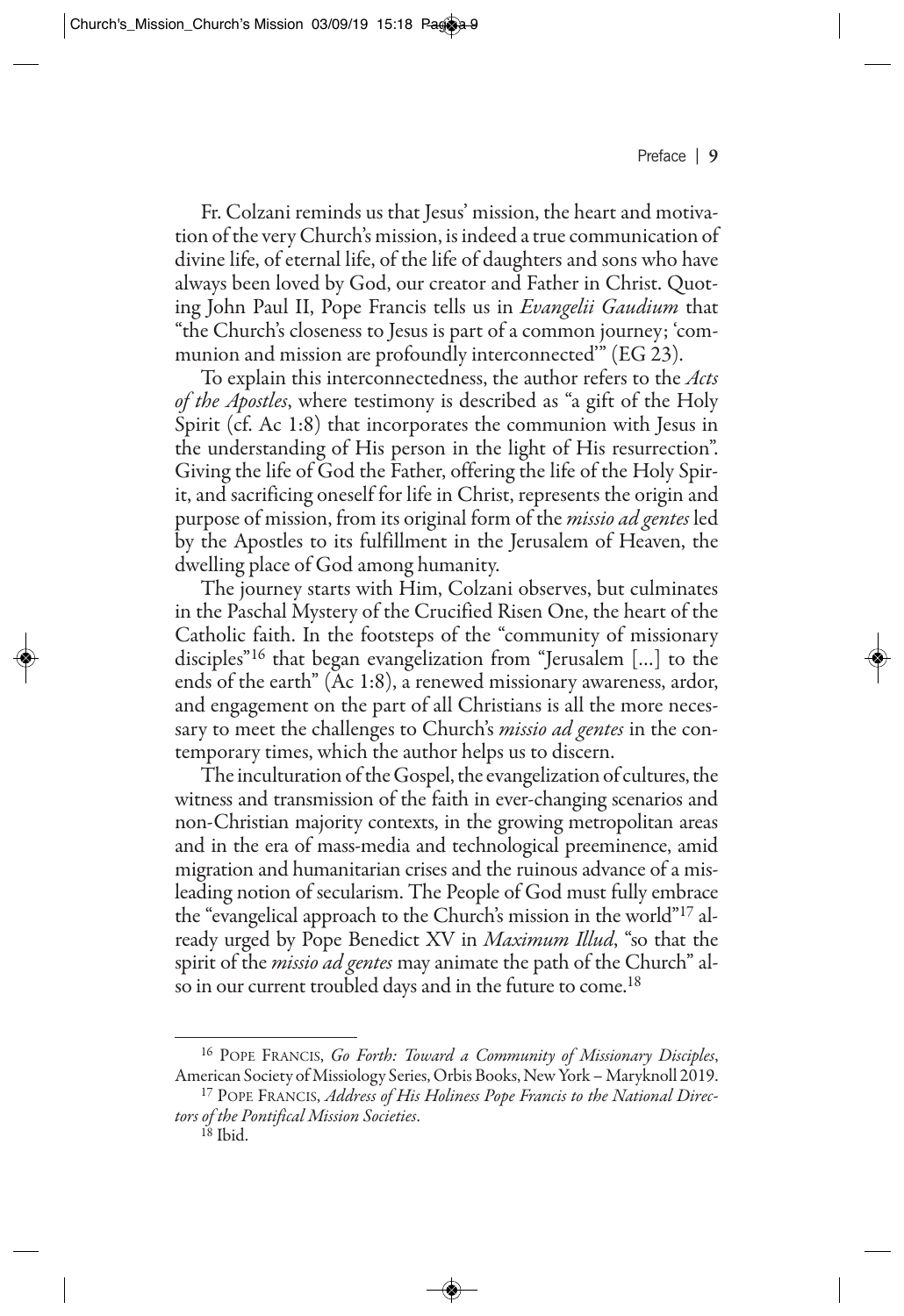Fr. Colzani reminds us that Jesus' mission, the heart and motivation of the very Church's mission, is indeed a true communication of divine life, of eternal life, of the life of daughters and sons who have always been loved by God, our creator and Father in Christ. Quoting John Paul II, Pope Francis tells us in *Evangelii Gaudium* that "the Church's closeness to Jesus is part of a common journey; 'communion and mission are profoundly interconnected'" (EG 23).

To explain this interconnectedness, the author refers to the *Acts of the Apostles*, where testimony is described as "a gift of the Holy Spirit (cf. Ac 1:8) that incorporates the communion with Jesus in the understanding of His person in the light of His resurrection". Giving the life of God the Father, offering the life of the Holy Spirit, and sacrificing oneself for life in Christ, represents the origin and purpose of mission, from its original form of the *missio ad gentes* led by the Apostles to its fulfillment in the Jerusalem of Heaven, the dwelling place of God among humanity.

The journey starts with Him, Colzani observes, but culminates in the Paschal Mystery of the Crucified Risen One, the heart of the Catholic faith. In the footsteps of the "community of missionary disciples"[16] that began evangelization from "Jerusalem [...] to the ends of the earth" (Ac 1:8), a renewed missionary awareness, ardor, and engagement on the part of all Christians is all the more necessary to meet the challenges to Church's *missio ad gentes* in the contemporary times, which the author helps us to discern.

The inculturation of the Gospel, the evangelization of cultures, the witness and transmission of the faith in ever-changing scenarios and non-Christian majority contexts, in the growing metropolitan areas and in the era of mass-media and technological preeminence, amid migration and humanitarian crises and the ruinous advance of a misleading notion of secularism. The People of God must fully embrace the "evangelical approach to the Church's mission in the world"[17] already urged by Pope Benedict XV in *Maximum Illud*, "so that the spirit of the *missio ad gentes* may animate the path of the Church" also in our current troubled days and in the future to come.[18]

---

[16] Pope Francis, *Go Forth: Toward a Community of Missionary Disciples*, American Society of Missiology Series, Orbis Books, New York – Maryknoll 2019.

[17] Pope Francis, *Address of His Holiness Pope Francis to the National Directors of the Pontifical Mission Societies*.

[18] Ibid.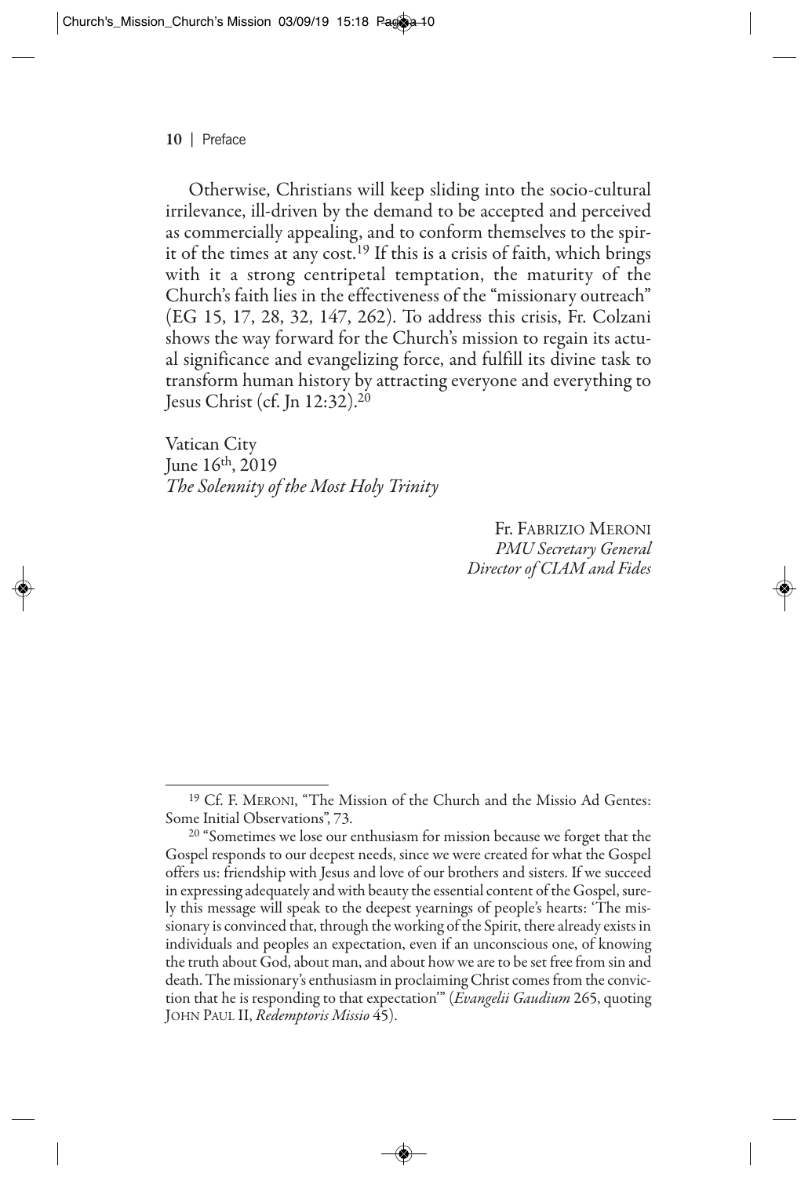Otherwise, Christians will keep sliding into the socio-cultural irrilevance, ill-driven by the demand to be accepted and perceived as commercially appealing, and to conform themselves to the spirit of the times at any cost.[19] If this is a crisis of faith, which brings with it a strong centripetal temptation, the maturity of the Church's faith lies in the effectiveness of the "missionary outreach" (EG 15, 17, 28, 32, 147, 262). To address this crisis, Fr. Colzani shows the way forward for the Church's mission to regain its actual significance and evangelizing force, and fulfill its divine task to transform human history by attracting everyone and everything to Jesus Christ (cf. Jn 12:32).[20]

Vatican City
June 16th, 2019
*The Solennity of the Most Holy Trinity*

Fr. Fabrizio Meroni
*PMU Secretary General*
*Director of CIAM and Fides*

---

[19] Cf. F. Meroni, "The Mission of the Church and the Missio Ad Gentes: Some Initial Observations", 73.

[20] "Sometimes we lose our enthusiasm for mission because we forget that the Gospel responds to our deepest needs, since we were created for what the Gospel offers us: friendship with Jesus and love of our brothers and sisters. If we succeed in expressing adequately and with beauty the essential content of the Gospel, surely this message will speak to the deepest yearnings of people's hearts: 'The missionary is convinced that, through the working of the Spirit, there already exists in individuals and peoples an expectation, even if an unconscious one, of knowing the truth about God, about man, and about how we are to be set free from sin and death. The missionary's enthusiasm in proclaiming Christ comes from the conviction that he is responding to that expectation'" (*Evangelii Gaudium* 265, quoting John Paul II, *Redemptoris Missio* 45).